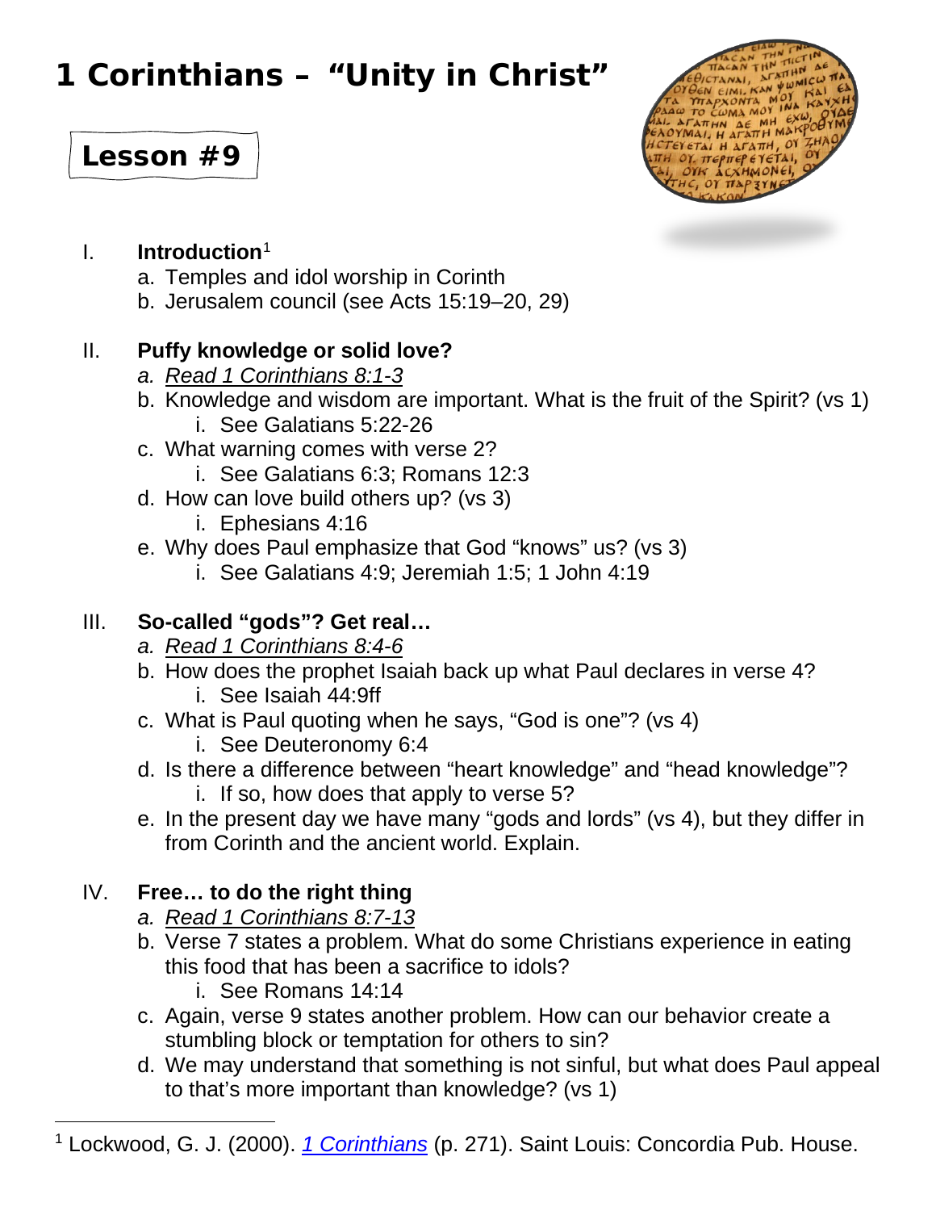# 1 Corinthians – "Unity in Christ"

## Lesson #9

I. **Introduction**[1]
   a. Temples and idol worship in Corinth
   b. Jerusalem council (see Acts 15:19–20, 29)

II. **Puffy knowledge or solid love?**
   a. *Read 1 Corinthians 8:1-3*
   b. Knowledge and wisdom are important. What is the fruit of the Spirit? (vs 1)
      i. See Galatians 5:22-26
   c. What warning comes with verse 2?
      i. See Galatians 6:3; Romans 12:3
   d. How can love build others up? (vs 3)
      i. Ephesians 4:16
   e. Why does Paul emphasize that God "knows" us? (vs 3)
      i. See Galatians 4:9; Jeremiah 1:5; 1 John 4:19

III. **So-called "gods"? Get real…**
   a. *Read 1 Corinthians 8:4-6*
   b. How does the prophet Isaiah back up what Paul declares in verse 4?
      i. See Isaiah 44:9ff
   c. What is Paul quoting when he says, "God is one"? (vs 4)
      i. See Deuteronomy 6:4
   d. Is there a difference between "heart knowledge" and "head knowledge"?
      i. If so, how does that apply to verse 5?
   e. In the present day we have many "gods and lords" (vs 4), but they differ in from Corinth and the ancient world. Explain.

IV. **Free… to do the right thing**
   a. *Read 1 Corinthians 8:7-13*
   b. Verse 7 states a problem. What do some Christians experience in eating this food that has been a sacrifice to idols?
      i. See Romans 14:14
   c. Again, verse 9 states another problem. How can our behavior create a stumbling block or temptation for others to sin?
   d. We may understand that something is not sinful, but what does Paul appeal to that's more important than knowledge? (vs 1)

---

[1] Lockwood, G. J. (2000). *1 Corinthians* (p. 271). Saint Louis: Concordia Pub. House.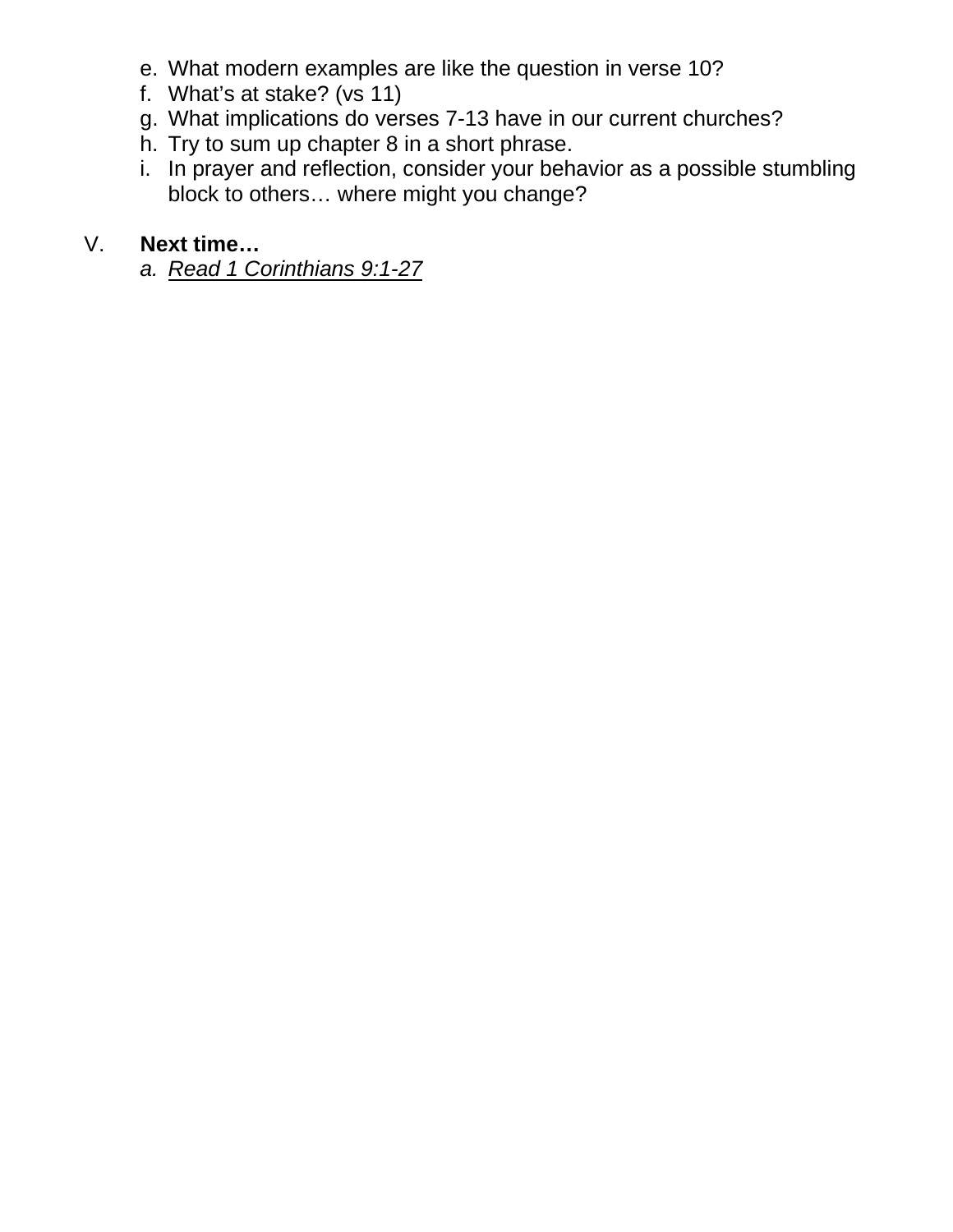e. What modern examples are like the question in verse 10?
f. What's at stake? (vs 11)
g. What implications do verses 7-13 have in our current churches?
h. Try to sum up chapter 8 in a short phrase.
i. In prayer and reflection, consider your behavior as a possible stumbling block to others… where might you change?

V. **Next time…**

*a. <u>Read 1 Corinthians 9:1-27</u>*